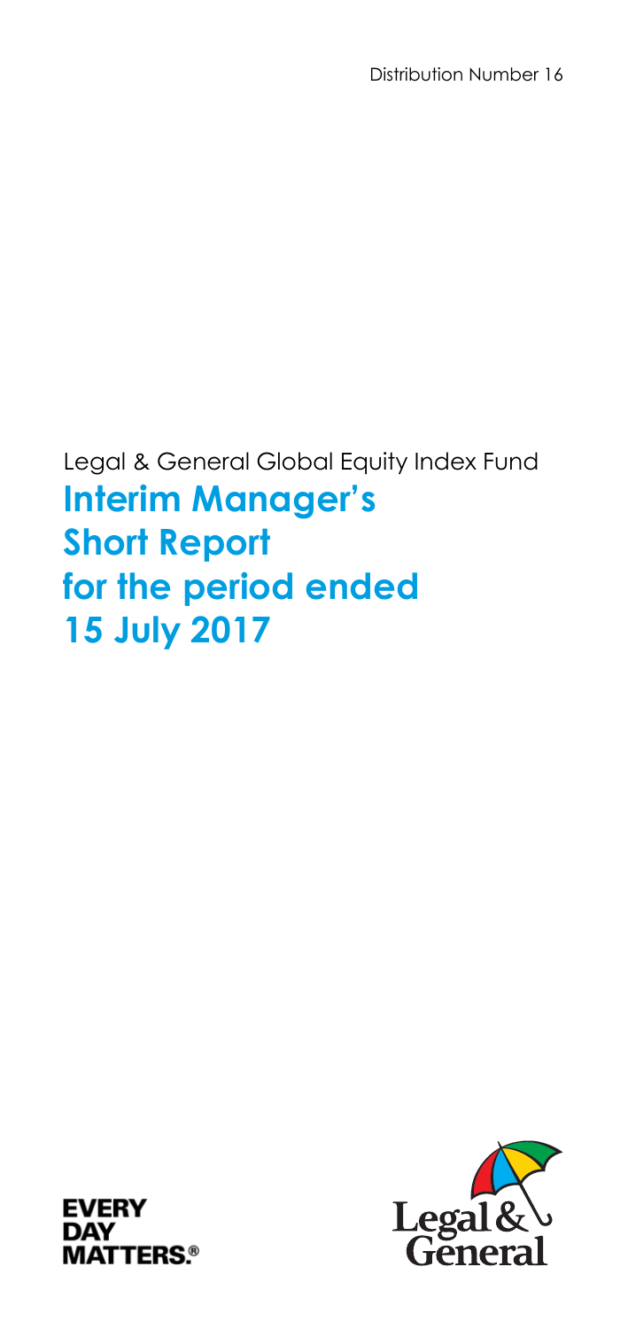Distribution Number 16

Legal & General Global Equity Index Fund

# Interim Manager's Short Report for the period ended 15 July 2017

EVERY DAY MATTERS.®

Legal & General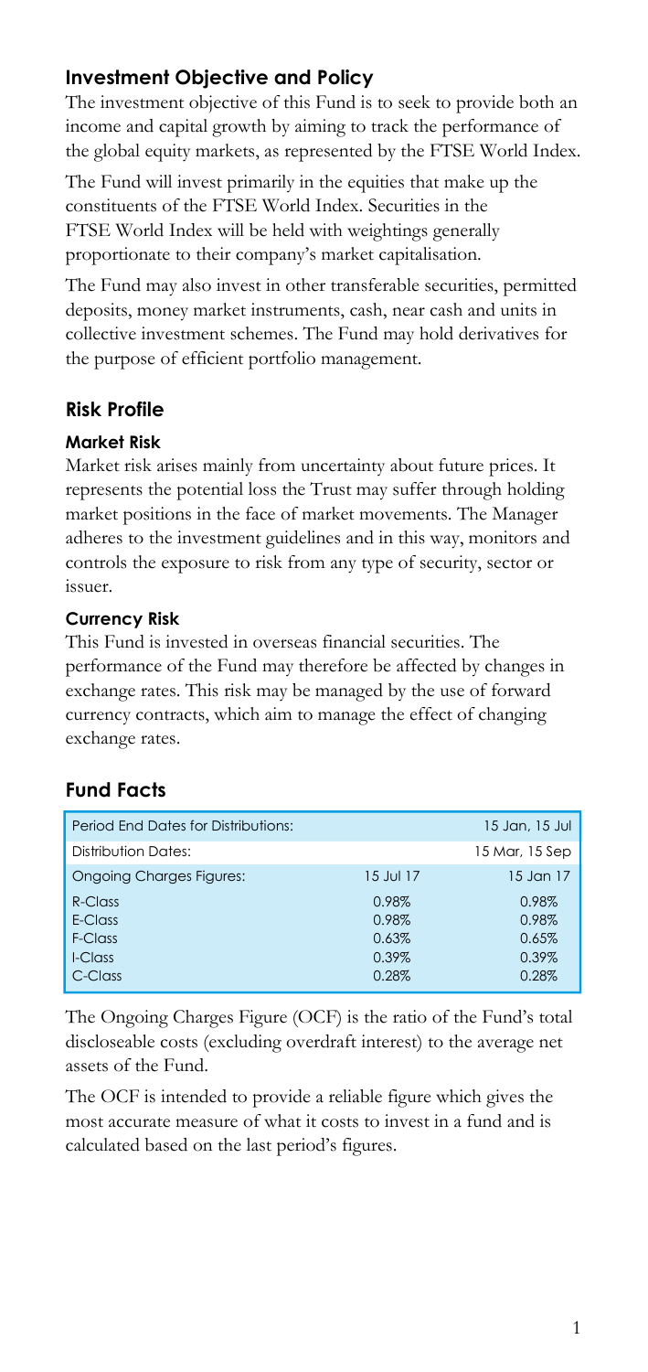## Investment Objective and Policy

The investment objective of this Fund is to seek to provide both an income and capital growth by aiming to track the performance of the global equity markets, as represented by the FTSE World Index.

The Fund will invest primarily in the equities that make up the constituents of the FTSE World Index. Securities in the FTSE World Index will be held with weightings generally proportionate to their company's market capitalisation.

The Fund may also invest in other transferable securities, permitted deposits, money market instruments, cash, near cash and units in collective investment schemes. The Fund may hold derivatives for the purpose of efficient portfolio management.

## Risk Profile

### Market Risk

Market risk arises mainly from uncertainty about future prices. It represents the potential loss the Trust may suffer through holding market positions in the face of market movements. The Manager adheres to the investment guidelines and in this way, monitors and controls the exposure to risk from any type of security, sector or issuer.

### Currency Risk

This Fund is invested in overseas financial securities. The performance of the Fund may therefore be affected by changes in exchange rates. This risk may be managed by the use of forward currency contracts, which aim to manage the effect of changing exchange rates.

## Fund Facts

| Period End Dates for Distributions: | | 15 Jan, 15 Jul |
|---|---|---|
| Distribution Dates: | | 15 Mar, 15 Sep |
| Ongoing Charges Figures: | 15 Jul 17 | 15 Jan 17 |
| R-Class | 0.98% | 0.98% |
| E-Class | 0.98% | 0.98% |
| F-Class | 0.63% | 0.65% |
| I-Class | 0.39% | 0.39% |
| C-Class | 0.28% | 0.28% |

The Ongoing Charges Figure (OCF) is the ratio of the Fund's total discloseable costs (excluding overdraft interest) to the average net assets of the Fund.

The OCF is intended to provide a reliable figure which gives the most accurate measure of what it costs to invest in a fund and is calculated based on the last period's figures.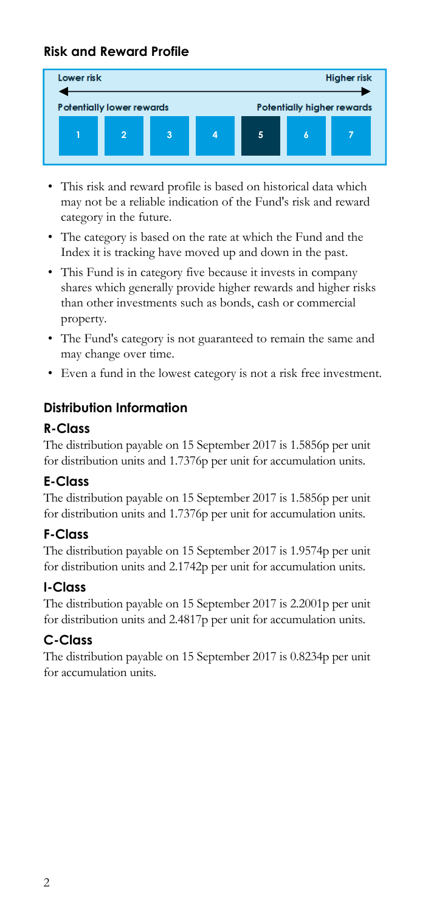## Risk and Reward Profile

| Lower risk | | | | | | Higher risk |
|---|---|---|---|---|---|---|
| Potentially lower rewards | | | | Potentially higher rewards | | |
| 1 | 2 | 3 | 4 | **5** | 6 | 7 |

- This risk and reward profile is based on historical data which may not be a reliable indication of the Fund's risk and reward category in the future.
- The category is based on the rate at which the Fund and the Index it is tracking have moved up and down in the past.
- This Fund is in category five because it invests in company shares which generally provide higher rewards and higher risks than other investments such as bonds, cash or commercial property.
- The Fund's category is not guaranteed to remain the same and may change over time.
- Even a fund in the lowest category is not a risk free investment.

## Distribution Information

### R-Class

The distribution payable on 15 September 2017 is 1.5856p per unit for distribution units and 1.7376p per unit for accumulation units.

### E-Class

The distribution payable on 15 September 2017 is 1.5856p per unit for distribution units and 1.7376p per unit for accumulation units.

### F-Class

The distribution payable on 15 September 2017 is 1.9574p per unit for distribution units and 2.1742p per unit for accumulation units.

### I-Class

The distribution payable on 15 September 2017 is 2.2001p per unit for distribution units and 2.4817p per unit for accumulation units.

### C-Class

The distribution payable on 15 September 2017 is 0.8234p per unit for accumulation units.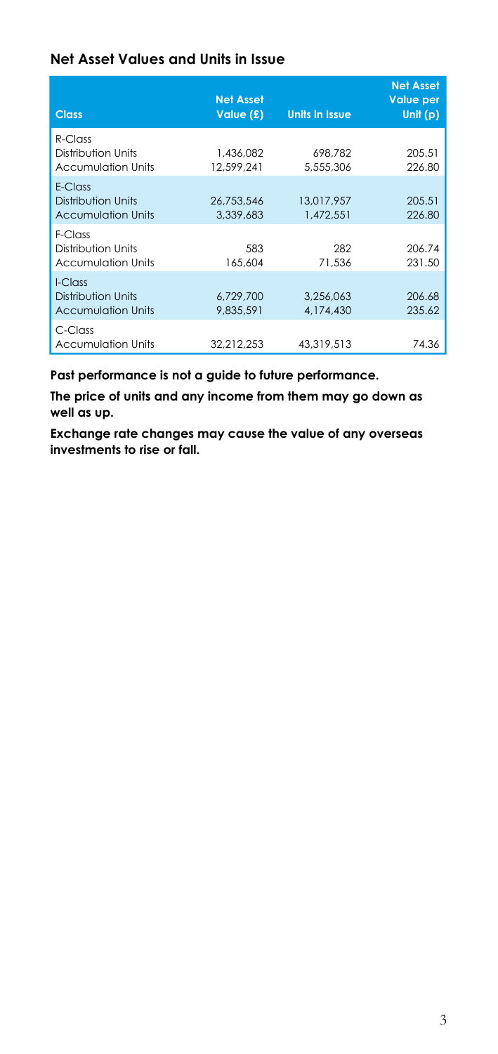## Net Asset Values and Units in Issue

| Class | Net Asset Value (£) | Units in Issue | Net Asset Value per Unit (p) |
|---|---|---|---|
| R-Class | | | |
| Distribution Units | 1,436,082 | 698,782 | 205.51 |
| Accumulation Units | 12,599,241 | 5,555,306 | 226.80 |
| E-Class | | | |
| Distribution Units | 26,753,546 | 13,017,957 | 205.51 |
| Accumulation Units | 3,339,683 | 1,472,551 | 226.80 |
| F-Class | | | |
| Distribution Units | 583 | 282 | 206.74 |
| Accumulation Units | 165,604 | 71,536 | 231.50 |
| I-Class | | | |
| Distribution Units | 6,729,700 | 3,256,063 | 206.68 |
| Accumulation Units | 9,835,591 | 4,174,430 | 235.62 |
| C-Class | | | |
| Accumulation Units | 32,212,253 | 43,319,513 | 74.36 |

**Past performance is not a guide to future performance.**

**The price of units and any income from them may go down as well as up.**

**Exchange rate changes may cause the value of any overseas investments to rise or fall.**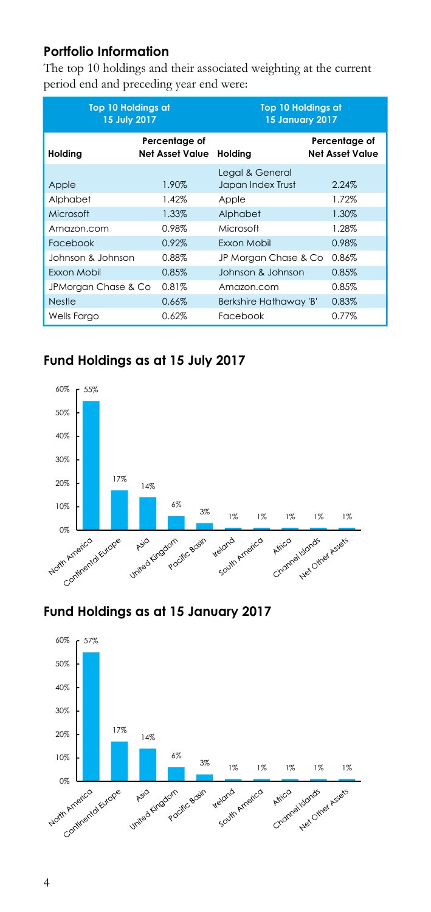## Portfolio Information

The top 10 holdings and their associated weighting at the current period end and preceding year end were:

| Top 10 Holdings at 15 July 2017 | | Top 10 Holdings at 15 January 2017 | |
|---|---|---|---|
| **Holding** | **Percentage of Net Asset Value** | **Holding** | **Percentage of Net Asset Value** |
| Apple | 1.90% | Legal & General Japan Index Trust | 2.24% |
| Alphabet | 1.42% | Apple | 1.72% |
| Microsoft | 1.33% | Alphabet | 1.30% |
| Amazon.com | 0.98% | Microsoft | 1.28% |
| Facebook | 0.92% | Exxon Mobil | 0.98% |
| Johnson & Johnson | 0.88% | JP Morgan Chase & Co | 0.86% |
| Exxon Mobil | 0.85% | Johnson & Johnson | 0.85% |
| JPMorgan Chase & Co | 0.81% | Amazon.com | 0.85% |
| Nestle | 0.66% | Berkshire Hathaway 'B' | 0.83% |
| Wells Fargo | 0.62% | Facebook | 0.77% |

## Fund Holdings as at 15 July 2017

| Region | % |
|---|---|
| North America | 55% |
| Continental Europe | 17% |
| Asia | 14% |
| United Kingdom | 6% |
| Pacific Basin | 3% |
| Ireland | 1% |
| South America | 1% |
| Africa | 1% |
| Channel Islands | 1% |
| Net Other Assets | 1% |

## Fund Holdings as at 15 January 2017

| Region | % |
|---|---|
| North America | 57% |
| Continental Europe | 17% |
| Asia | 14% |
| United Kingdom | 6% |
| Pacific Basin | 3% |
| Ireland | 1% |
| South America | 1% |
| Africa | 1% |
| Channel Islands | 1% |
| Net Other Assets | 1% |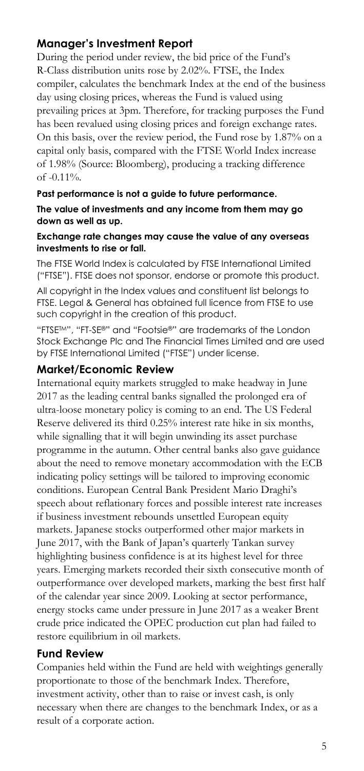## Manager's Investment Report

During the period under review, the bid price of the Fund's R-Class distribution units rose by 2.02%. FTSE, the Index compiler, calculates the benchmark Index at the end of the business day using closing prices, whereas the Fund is valued using prevailing prices at 3pm. Therefore, for tracking purposes the Fund has been revalued using closing prices and foreign exchange rates. On this basis, over the review period, the Fund rose by 1.87% on a capital only basis, compared with the FTSE World Index increase of 1.98% (Source: Bloomberg), producing a tracking difference of -0.11%.

**Past performance is not a guide to future performance.**

**The value of investments and any income from them may go down as well as up.**

**Exchange rate changes may cause the value of any overseas investments to rise or fall.**

The FTSE World Index is calculated by FTSE International Limited ("FTSE"). FTSE does not sponsor, endorse or promote this product.

All copyright in the Index values and constituent list belongs to FTSE. Legal & General has obtained full licence from FTSE to use such copyright in the creation of this product.

"FTSE™", "FT-SE®" and "Footsie®" are trademarks of the London Stock Exchange Plc and The Financial Times Limited and are used by FTSE International Limited ("FTSE") under license.

## Market/Economic Review

International equity markets struggled to make headway in June 2017 as the leading central banks signalled the prolonged era of ultra-loose monetary policy is coming to an end. The US Federal Reserve delivered its third 0.25% interest rate hike in six months, while signalling that it will begin unwinding its asset purchase programme in the autumn. Other central banks also gave guidance about the need to remove monetary accommodation with the ECB indicating policy settings will be tailored to improving economic conditions. European Central Bank President Mario Draghi's speech about reflationary forces and possible interest rate increases if business investment rebounds unsettled European equity markets. Japanese stocks outperformed other major markets in June 2017, with the Bank of Japan's quarterly Tankan survey highlighting business confidence is at its highest level for three years. Emerging markets recorded their sixth consecutive month of outperformance over developed markets, marking the best first half of the calendar year since 2009. Looking at sector performance, energy stocks came under pressure in June 2017 as a weaker Brent crude price indicated the OPEC production cut plan had failed to restore equilibrium in oil markets.

## Fund Review

Companies held within the Fund are held with weightings generally proportionate to those of the benchmark Index. Therefore, investment activity, other than to raise or invest cash, is only necessary when there are changes to the benchmark Index, or as a result of a corporate action.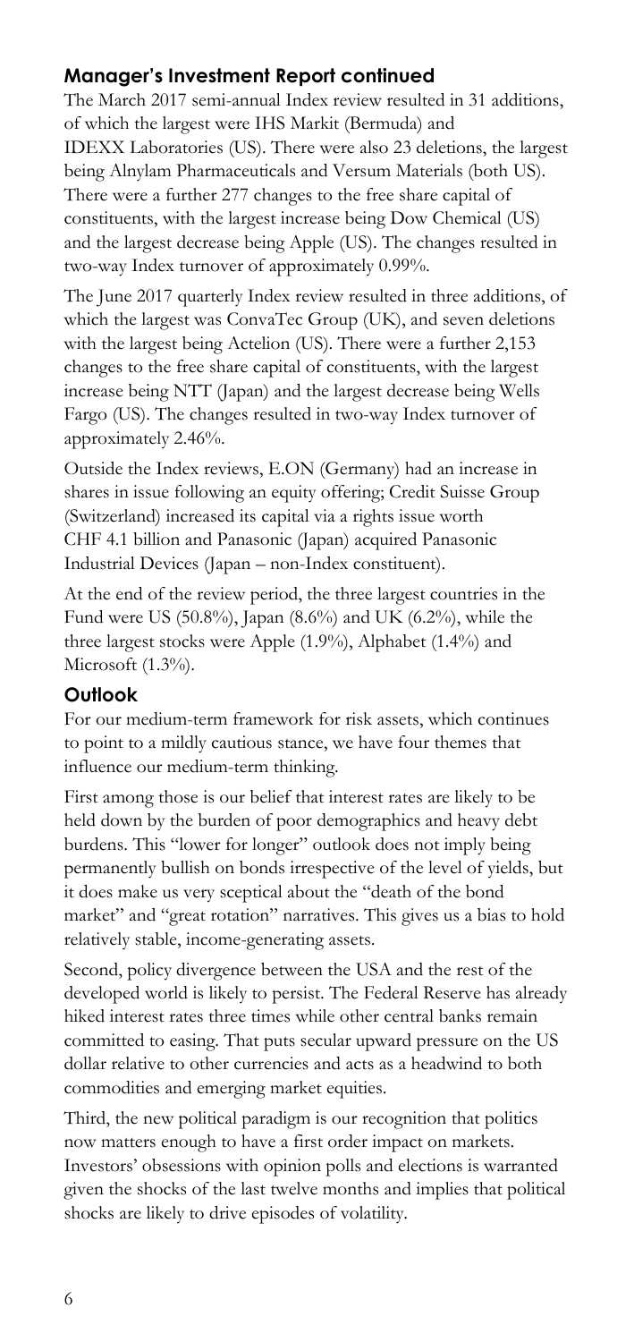## Manager's Investment Report continued

The March 2017 semi-annual Index review resulted in 31 additions, of which the largest were IHS Markit (Bermuda) and IDEXX Laboratories (US). There were also 23 deletions, the largest being Alnylam Pharmaceuticals and Versum Materials (both US). There were a further 277 changes to the free share capital of constituents, with the largest increase being Dow Chemical (US) and the largest decrease being Apple (US). The changes resulted in two-way Index turnover of approximately 0.99%.

The June 2017 quarterly Index review resulted in three additions, of which the largest was ConvaTec Group (UK), and seven deletions with the largest being Actelion (US). There were a further 2,153 changes to the free share capital of constituents, with the largest increase being NTT (Japan) and the largest decrease being Wells Fargo (US). The changes resulted in two-way Index turnover of approximately 2.46%.

Outside the Index reviews, E.ON (Germany) had an increase in shares in issue following an equity offering; Credit Suisse Group (Switzerland) increased its capital via a rights issue worth CHF 4.1 billion and Panasonic (Japan) acquired Panasonic Industrial Devices (Japan – non-Index constituent).

At the end of the review period, the three largest countries in the Fund were US (50.8%), Japan (8.6%) and UK (6.2%), while the three largest stocks were Apple (1.9%), Alphabet (1.4%) and Microsoft (1.3%).

## Outlook

For our medium-term framework for risk assets, which continues to point to a mildly cautious stance, we have four themes that influence our medium-term thinking.

First among those is our belief that interest rates are likely to be held down by the burden of poor demographics and heavy debt burdens. This "lower for longer" outlook does not imply being permanently bullish on bonds irrespective of the level of yields, but it does make us very sceptical about the "death of the bond market" and "great rotation" narratives. This gives us a bias to hold relatively stable, income-generating assets.

Second, policy divergence between the USA and the rest of the developed world is likely to persist. The Federal Reserve has already hiked interest rates three times while other central banks remain committed to easing. That puts secular upward pressure on the US dollar relative to other currencies and acts as a headwind to both commodities and emerging market equities.

Third, the new political paradigm is our recognition that politics now matters enough to have a first order impact on markets. Investors' obsessions with opinion polls and elections is warranted given the shocks of the last twelve months and implies that political shocks are likely to drive episodes of volatility.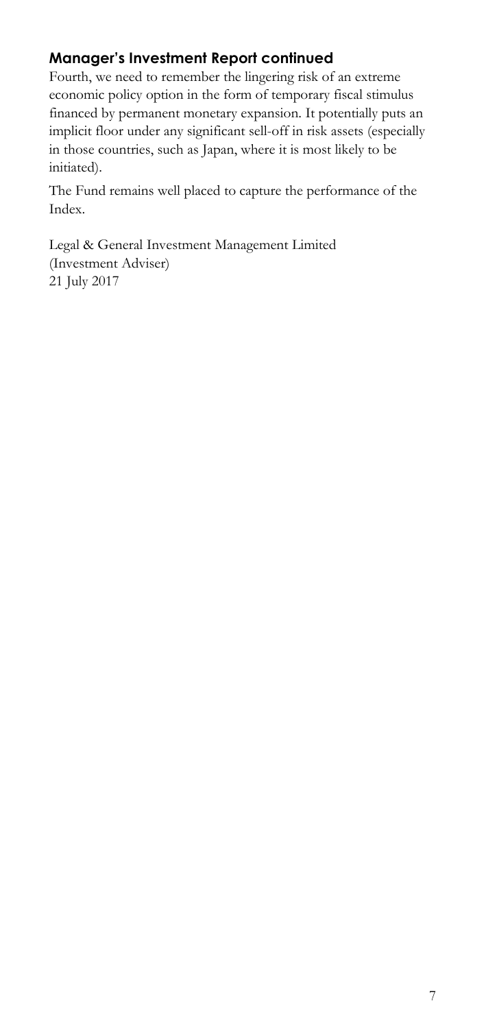## Manager's Investment Report continued

Fourth, we need to remember the lingering risk of an extreme economic policy option in the form of temporary fiscal stimulus financed by permanent monetary expansion. It potentially puts an implicit floor under any significant sell-off in risk assets (especially in those countries, such as Japan, where it is most likely to be initiated).

The Fund remains well placed to capture the performance of the Index.

Legal & General Investment Management Limited
(Investment Adviser)
21 July 2017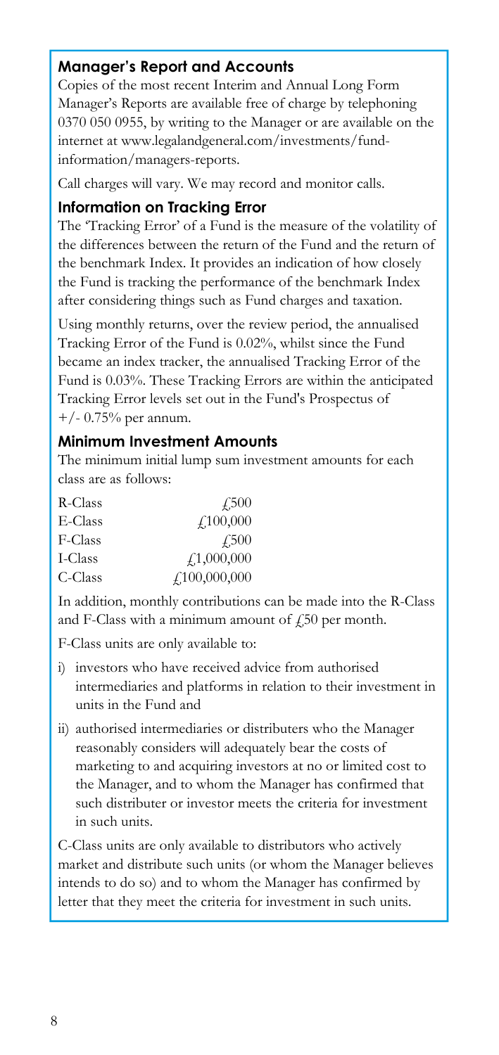## Manager's Report and Accounts

Copies of the most recent Interim and Annual Long Form Manager's Reports are available free of charge by telephoning 0370 050 0955, by writing to the Manager or are available on the internet at www.legalandgeneral.com/investments/fund-information/managers-reports.

Call charges will vary. We may record and monitor calls.

## Information on Tracking Error

The 'Tracking Error' of a Fund is the measure of the volatility of the differences between the return of the Fund and the return of the benchmark Index. It provides an indication of how closely the Fund is tracking the performance of the benchmark Index after considering things such as Fund charges and taxation.

Using monthly returns, over the review period, the annualised Tracking Error of the Fund is 0.02%, whilst since the Fund became an index tracker, the annualised Tracking Error of the Fund is 0.03%. These Tracking Errors are within the anticipated Tracking Error levels set out in the Fund's Prospectus of +/- 0.75% per annum.

## Minimum Investment Amounts

The minimum initial lump sum investment amounts for each class are as follows:

| | |
|---|---|
| R-Class | £500 |
| E-Class | £100,000 |
| F-Class | £500 |
| I-Class | £1,000,000 |
| C-Class | £100,000,000 |

In addition, monthly contributions can be made into the R-Class and F-Class with a minimum amount of £50 per month.

F-Class units are only available to:

i) investors who have received advice from authorised intermediaries and platforms in relation to their investment in units in the Fund and

ii) authorised intermediaries or distributers who the Manager reasonably considers will adequately bear the costs of marketing to and acquiring investors at no or limited cost to the Manager, and to whom the Manager has confirmed that such distributer or investor meets the criteria for investment in such units.

C-Class units are only available to distributors who actively market and distribute such units (or whom the Manager believes intends to do so) and to whom the Manager has confirmed by letter that they meet the criteria for investment in such units.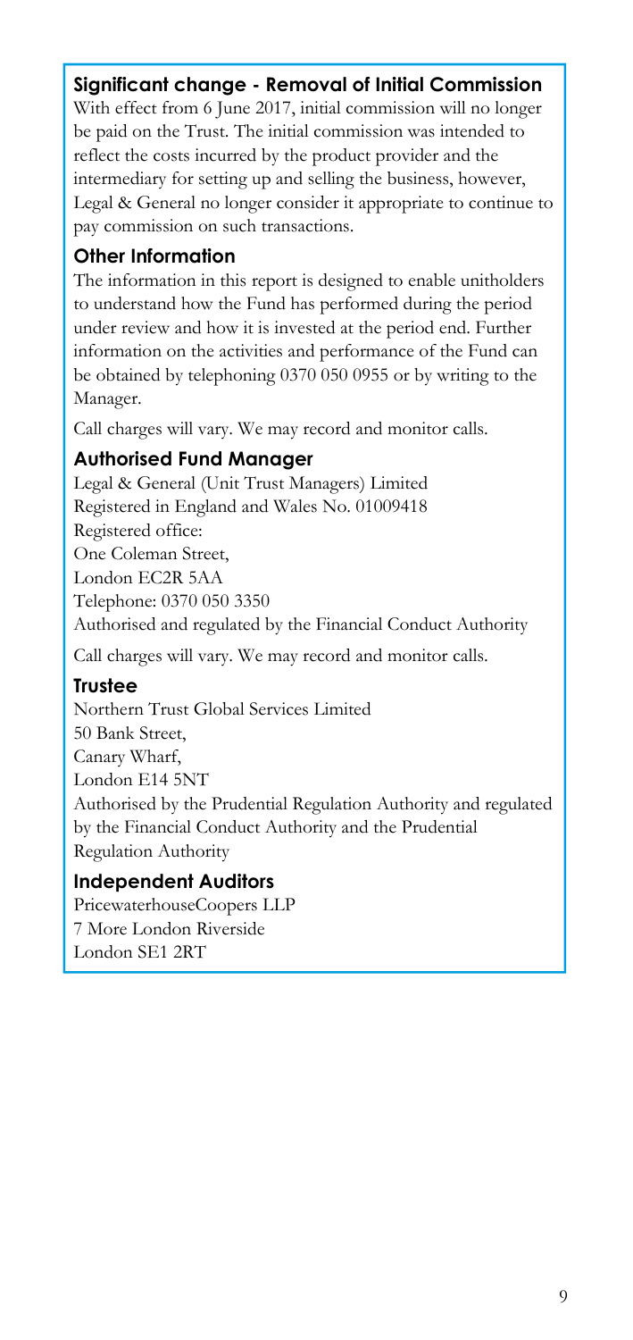## Significant change - Removal of Initial Commission

With effect from 6 June 2017, initial commission will no longer be paid on the Trust. The initial commission was intended to reflect the costs incurred by the product provider and the intermediary for setting up and selling the business, however, Legal & General no longer consider it appropriate to continue to pay commission on such transactions.

## Other Information

The information in this report is designed to enable unitholders to understand how the Fund has performed during the period under review and how it is invested at the period end. Further information on the activities and performance of the Fund can be obtained by telephoning 0370 050 0955 or by writing to the Manager.

Call charges will vary. We may record and monitor calls.

## Authorised Fund Manager

Legal & General (Unit Trust Managers) Limited
Registered in England and Wales No. 01009418
Registered office:
One Coleman Street,
London EC2R 5AA
Telephone: 0370 050 3350
Authorised and regulated by the Financial Conduct Authority

Call charges will vary. We may record and monitor calls.

## Trustee

Northern Trust Global Services Limited
50 Bank Street,
Canary Wharf,
London E14 5NT
Authorised by the Prudential Regulation Authority and regulated by the Financial Conduct Authority and the Prudential Regulation Authority

## Independent Auditors

PricewaterhouseCoopers LLP
7 More London Riverside
London SE1 2RT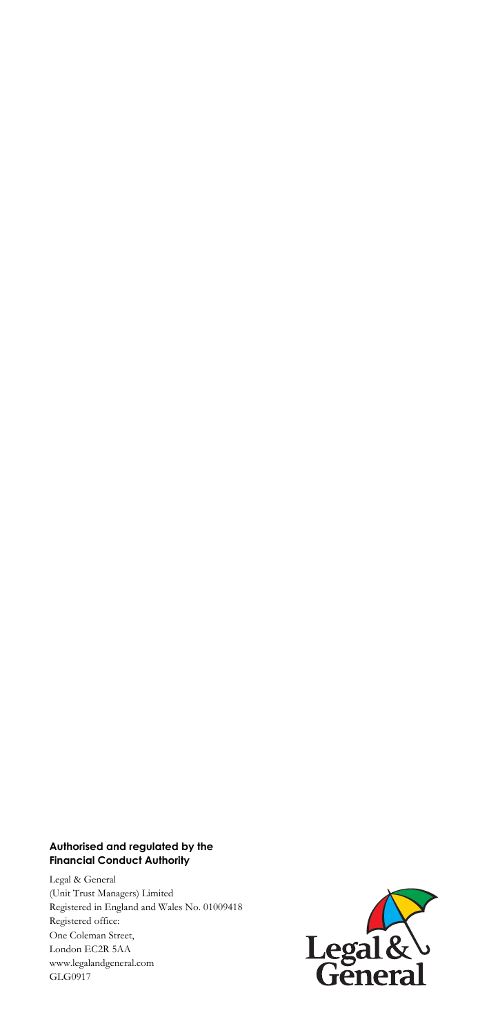**Authorised and regulated by the Financial Conduct Authority**

Legal & General
(Unit Trust Managers) Limited
Registered in England and Wales No. 01009418
Registered office:
One Coleman Street,
London EC2R 5AA
www.legalandgeneral.com
GLG0917